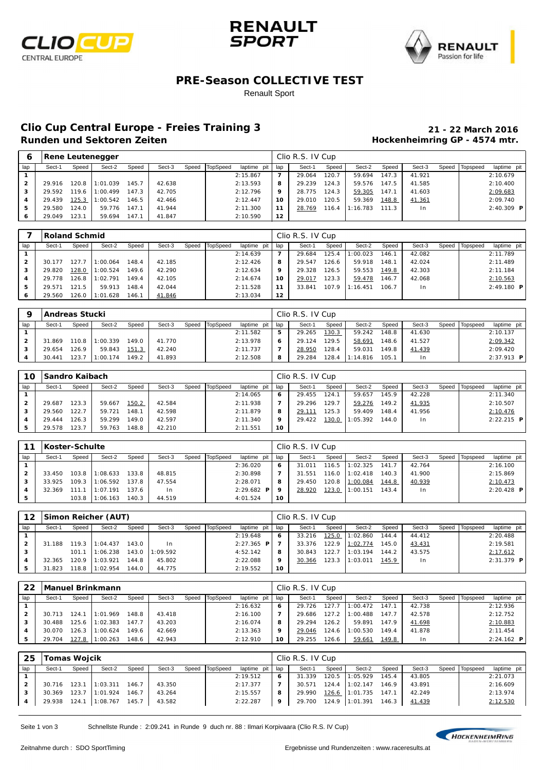# PRE-Season COLLECTIVE TEST

Renault Sport

## Clio Cup Central Europe - Freies Training 3

### Runden und Sektoren Zeiten

**21 - 22 March 2016**

**Hockenheimring GP - 4574 mtr.**

| 6 | Rene Leutenegger | | | | | | | | Clio R.S. IV Cup | | | | | | | | |
|---|---|---|---|---|---|---|---|---|---|---|---|---|---|---|---|---|---|
| lap | Sect-1 | Speed | Sect-2 | Speed | Sect-3 | Speed | TopSpeed | laptime pit | lap | Sect-1 | Speed | Sect-2 | Speed | Sect-3 | Speed | Topspeed | laptime pit |
| 1 | | | | | | | | 2:15.867 | 7 | 29.064 | 120.7 | 59.694 | 147.3 | 41.921 | | | 2:10.679 |
| 2 | 29.916 | 120.8 | 1:01.039 | 145.7 | 42.638 | | | 2:13.593 | 8 | 29.239 | 124.3 | 59.576 | 147.5 | 41.585 | | | 2:10.400 |
| 3 | 29.592 | 119.6 | 1:00.499 | 147.3 | 42.705 | | | 2:12.796 | 9 | 28.775 | 124.3 | 59.305 | 147.1 | 41.603 | | | 2:09.683 |
| 4 | 29.439 | 125.3 | 1:00.542 | 146.5 | 42.466 | | | 2:12.447 | 10 | 29.010 | 120.5 | 59.369 | 148.8 | 41.361 | | | 2:09.740 |
| 5 | 29.580 | 124.0 | 59.776 | 147.1 | 41.944 | | | 2:11.300 | 11 | 28.769 | 116.4 | 1:16.783 | 111.3 | In | | | 2:40.309 P |
| 6 | 29.049 | 123.1 | 59.694 | 147.1 | 41.847 | | | 2:10.590 | 12 | | | | | | | | |

| 7 | Roland Schmid | | | | | | | | Clio R.S. IV Cup | | | | | | | | |
|---|---|---|---|---|---|---|---|---|---|---|---|---|---|---|---|---|---|
| lap | Sect-1 | Speed | Sect-2 | Speed | Sect-3 | Speed | TopSpeed | laptime pit | lap | Sect-1 | Speed | Sect-2 | Speed | Sect-3 | Speed | Topspeed | laptime pit |
| 1 | | | | | | | | 2:14.639 | 7 | 29.684 | 125.4 | 1:00.023 | 146.1 | 42.082 | | | 2:11.789 |
| 2 | 30.177 | 127.7 | 1:00.064 | 148.4 | 42.185 | | | 2:12.426 | 8 | 29.547 | 126.6 | 59.918 | 148.1 | 42.024 | | | 2:11.489 |
| 3 | 29.820 | 128.0 | 1:00.524 | 149.6 | 42.290 | | | 2:12.634 | 9 | 29.328 | 126.5 | 59.553 | 149.8 | 42.303 | | | 2:11.184 |
| 4 | 29.778 | 126.8 | 1:02.791 | 149.4 | 42.105 | | | 2:14.674 | 10 | 29.017 | 123.3 | 59.478 | 146.7 | 42.068 | | | 2:10.563 |
| 5 | 29.571 | 121.5 | 59.913 | 148.4 | 42.044 | | | 2:11.528 | 11 | 33.841 | 107.9 | 1:16.451 | 106.7 | In | | | 2:49.180 P |
| 6 | 29.560 | 126.0 | 1:01.628 | 146.1 | 41.846 | | | 2:13.034 | 12 | | | | | | | | |

| 9 | Andreas Stucki | | | | | | | | Clio R.S. IV Cup | | | | | | | | |
|---|---|---|---|---|---|---|---|---|---|---|---|---|---|---|---|---|---|
| lap | Sect-1 | Speed | Sect-2 | Speed | Sect-3 | Speed | TopSpeed | laptime pit | lap | Sect-1 | Speed | Sect-2 | Speed | Sect-3 | Speed | Topspeed | laptime pit |
| 1 | | | | | | | | 2:11.582 | 5 | 29.265 | 130.3 | 59.242 | 148.8 | 41.630 | | | 2:10.137 |
| 2 | 31.869 | 110.8 | 1:00.339 | 149.0 | 41.770 | | | 2:13.978 | 6 | 29.124 | 129.5 | 58.691 | 148.6 | 41.527 | | | 2:09.342 |
| 3 | 29.654 | 126.9 | 59.843 | 151.3 | 42.240 | | | 2:11.737 | 7 | 28.950 | 128.4 | 59.031 | 149.8 | 41.439 | | | 2:09.420 |
| 4 | 30.441 | 123.7 | 1:00.174 | 149.2 | 41.893 | | | 2:12.508 | 8 | 29.284 | 128.4 | 1:14.816 | 105.1 | In | | | 2:37.913 P |

| 10 | Sandro Kaibach | | | | | | | | Clio R.S. IV Cup | | | | | | | | |
|---|---|---|---|---|---|---|---|---|---|---|---|---|---|---|---|---|---|
| lap | Sect-1 | Speed | Sect-2 | Speed | Sect-3 | Speed | TopSpeed | laptime pit | lap | Sect-1 | Speed | Sect-2 | Speed | Sect-3 | Speed | Topspeed | laptime pit |
| 1 | | | | | | | | 2:14.065 | 6 | 29.455 | 124.1 | 59.657 | 145.9 | 42.228 | | | 2:11.340 |
| 2 | 29.687 | 123.3 | 59.667 | 150.2 | 42.584 | | | 2:11.938 | 7 | 29.296 | 129.7 | 59.276 | 149.2 | 41.935 | | | 2:10.507 |
| 3 | 29.560 | 122.7 | 59.721 | 148.1 | 42.598 | | | 2:11.879 | 8 | 29.111 | 125.3 | 59.409 | 148.4 | 41.956 | | | 2:10.476 |
| 4 | 29.444 | 126.3 | 59.299 | 149.0 | 42.597 | | | 2:11.340 | 9 | 29.422 | 130.0 | 1:05.392 | 144.0 | In | | | 2:22.215 P |
| 5 | 29.578 | 123.7 | 59.763 | 148.8 | 42.210 | | | 2:11.551 | 10 | | | | | | | | |

| 11 | Koster-Schulte | | | | | | | | Clio R.S. IV Cup | | | | | | | | |
|---|---|---|---|---|---|---|---|---|---|---|---|---|---|---|---|---|---|
| lap | Sect-1 | Speed | Sect-2 | Speed | Sect-3 | Speed | TopSpeed | laptime pit | lap | Sect-1 | Speed | Sect-2 | Speed | Sect-3 | Speed | Topspeed | laptime pit |
| 1 | | | | | | | | 2:36.020 | 6 | 31.011 | 116.5 | 1:02.325 | 141.7 | 42.764 | | | 2:16.100 |
| 2 | 33.450 | 103.8 | 1:08.633 | 133.8 | 48.815 | | | 2:30.898 | 7 | 31.551 | 116.0 | 1:02.418 | 140.3 | 41.900 | | | 2:15.869 |
| 3 | 33.925 | 109.3 | 1:06.592 | 137.8 | 47.554 | | | 2:28.071 | 8 | 29.450 | 120.8 | 1:00.084 | 144.8 | 40.939 | | | 2:10.473 |
| 4 | 32.369 | 111.1 | 1:07.191 | 137.6 | In | | | 2:29.682 P | 9 | 28.920 | 123.0 | 1:00.151 | 143.4 | In | | | 2:20.428 P |
| 5 | | 103.8 | 1:06.163 | 140.3 | 44.519 | | | 4:01.524 | 10 | | | | | | | | |

| 12 | Simon Reicher (AUT) | | | | | | | | Clio R.S. IV Cup | | | | | | | | |
|---|---|---|---|---|---|---|---|---|---|---|---|---|---|---|---|---|---|
| lap | Sect-1 | Speed | Sect-2 | Speed | Sect-3 | Speed | TopSpeed | laptime pit | lap | Sect-1 | Speed | Sect-2 | Speed | Sect-3 | Speed | Topspeed | laptime pit |
| 1 | | | | | | | | 2:19.648 | 6 | 33.216 | 125.0 | 1:02.860 | 144.4 | 44.412 | | | 2:20.488 |
| 2 | 31.188 | 119.3 | 1:04.437 | 143.0 | In | | | 2:27.365 P | 7 | 33.376 | 122.9 | 1:02.774 | 145.0 | 43.431 | | | 2:19.581 |
| 3 | | 101.1 | 1:06.238 | 143.0 | 1:09.592 | | | 4:52.142 | 8 | 30.843 | 122.7 | 1:03.194 | 144.2 | 43.575 | | | 2:17.612 |
| 4 | 32.365 | 120.9 | 1:03.921 | 144.8 | 45.802 | | | 2:22.088 | 9 | 30.366 | 123.3 | 1:03.011 | 145.9 | In | | | 2:31.379 P |
| 5 | 31.823 | 118.8 | 1:02.954 | 144.0 | 44.775 | | | 2:19.552 | 10 | | | | | | | | |

| 22 | Manuel Brinkmann | | | | | | | | Clio R.S. IV Cup | | | | | | | | |
|---|---|---|---|---|---|---|---|---|---|---|---|---|---|---|---|---|---|
| lap | Sect-1 | Speed | Sect-2 | Speed | Sect-3 | Speed | TopSpeed | laptime pit | lap | Sect-1 | Speed | Sect-2 | Speed | Sect-3 | Speed | Topspeed | laptime pit |
| 1 | | | | | | | | 2:16.632 | 6 | 29.726 | 127.7 | 1:00.472 | 147.1 | 42.738 | | | 2:12.936 |
| 2 | 30.713 | 124.1 | 1:01.969 | 148.8 | 43.418 | | | 2:16.100 | 7 | 29.686 | 127.2 | 1:00.488 | 147.7 | 42.578 | | | 2:12.752 |
| 3 | 30.488 | 125.6 | 1:02.383 | 147.7 | 43.203 | | | 2:16.074 | 8 | 29.294 | 126.2 | 59.891 | 147.9 | 41.698 | | | 2:10.883 |
| 4 | 30.070 | 126.3 | 1:00.624 | 149.6 | 42.669 | | | 2:13.363 | 9 | 29.046 | 124.6 | 1:00.530 | 149.4 | 41.878 | | | 2:11.454 |
| 5 | 29.704 | 127.8 | 1:00.263 | 148.6 | 42.943 | | | 2:12.910 | 10 | 29.255 | 126.6 | 59.661 | 149.8 | In | | | 2:24.162 P |

| 25 | Tomas Wojcik | | | | | | | | Clio R.S. IV Cup | | | | | | | | |
|---|---|---|---|---|---|---|---|---|---|---|---|---|---|---|---|---|---|
| lap | Sect-1 | Speed | Sect-2 | Speed | Sect-3 | Speed | TopSpeed | laptime pit | lap | Sect-1 | Speed | Sect-2 | Speed | Sect-3 | Speed | Topspeed | laptime pit |
| 1 | | | | | | | | 2:19.512 | 6 | 31.339 | 120.5 | 1:05.929 | 145.4 | 43.805 | | | 2:21.073 |
| 2 | 30.716 | 123.1 | 1:03.311 | 146.7 | 43.350 | | | 2:17.377 | 7 | 30.571 | 124.4 | 1:02.147 | 146.9 | 43.891 | | | 2:16.609 |
| 3 | 30.369 | 123.7 | 1:01.924 | 146.7 | 43.264 | | | 2:15.557 | 8 | 29.990 | 126.6 | 1:01.735 | 147.1 | 42.249 | | | 2:13.974 |
| 4 | 29.938 | 124.1 | 1:08.767 | 145.7 | 43.582 | | | 2:22.287 | 9 | 29.700 | 124.9 | 1:01.391 | 146.3 | 41.439 | | | 2:12.530 |

Schnellste Runde : 2:09.241 in Runde 9 duch nr. 88 : Ilmari Korpivaara (Clio R.S. IV Cup)

Zeitnahme durch : SDO SportTiming

Ergebnisse und Rundenzeiten : www.raceresults.at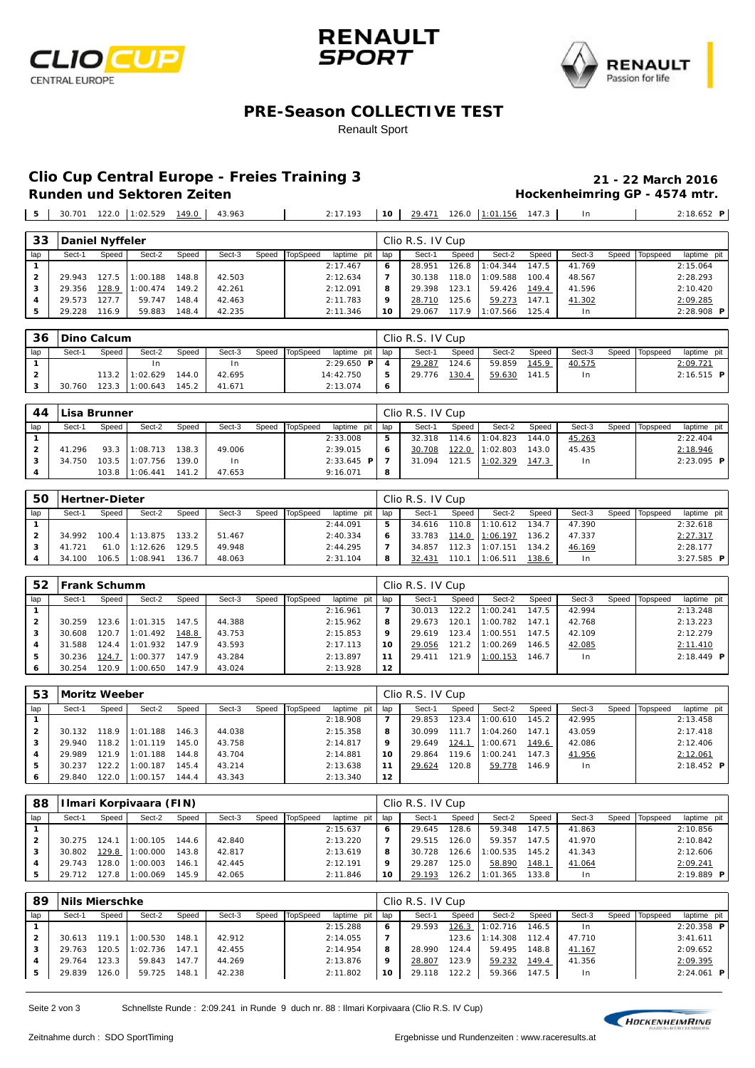# PRE-Season COLLECTIVE TEST

Renault Sport

## Clio Cup Central Europe - Freies Training 3

**21 - 22 March 2016**

### Runden und Sektoren Zeiten

**Hockenheimring GP - 4574 mtr.**

| lap | Sect-1 | Speed | Sect-2 | Speed | Sect-3 | Speed | TopSpeed | laptime pit | lap | Sect-1 | Speed | Sect-2 | Speed | Sect-3 | Speed | Topspeed | laptime pit |
|---|---|---|---|---|---|---|---|---|---|---|---|---|---|---|---|---|---|
| 5 | 30.701 | 122.0 | 1:02.529 | 149.0 | 43.963 | | | 2:17.193 | 10 | 29.471 | 126.0 | 1:01.156 | 147.3 | In | | | 2:18.652 P |

**33 Daniel Nyffeler** — Clio R.S. IV Cup

| lap | Sect-1 | Speed | Sect-2 | Speed | Sect-3 | Speed | TopSpeed | laptime pit | lap | Sect-1 | Speed | Sect-2 | Speed | Sect-3 | Speed | Topspeed | laptime pit |
|---|---|---|---|---|---|---|---|---|---|---|---|---|---|---|---|---|---|
| 1 | | | | | | | | 2:17.467 | 6 | 28.951 | 126.8 | 1:04.344 | 147.5 | 41.769 | | | 2:15.064 |
| 2 | 29.943 | 127.5 | 1:00.188 | 148.8 | 42.503 | | | 2:12.634 | 7 | 30.138 | 118.0 | 1:09.588 | 100.4 | 48.567 | | | 2:28.293 |
| 3 | 29.356 | 128.9 | 1:00.474 | 149.2 | 42.261 | | | 2:12.091 | 8 | 29.398 | 123.1 | 59.426 | 149.4 | 41.596 | | | 2:10.420 |
| 4 | 29.573 | 127.7 | 59.747 | 148.4 | 42.463 | | | 2:11.783 | 9 | 28.710 | 125.6 | 59.273 | 147.1 | 41.302 | | | 2:09.285 |
| 5 | 29.228 | 116.9 | 59.883 | 148.4 | 42.235 | | | 2:11.346 | 10 | 29.067 | 117.9 | 1:07.566 | 125.4 | In | | | 2:28.908 P |

**36 Dino Calcum** — Clio R.S. IV Cup

| lap | Sect-1 | Speed | Sect-2 | Speed | Sect-3 | Speed | TopSpeed | laptime pit | lap | Sect-1 | Speed | Sect-2 | Speed | Sect-3 | Speed | Topspeed | laptime pit |
|---|---|---|---|---|---|---|---|---|---|---|---|---|---|---|---|---|---|
| 1 | | | In | | In | | | 2:29.650 P | 4 | 29.287 | 124.6 | 59.859 | 145.9 | 40.575 | | | 2:09.721 |
| 2 | | 113.2 | 1:02.629 | 144.0 | 42.695 | | | 14:42.750 | 5 | 29.776 | 130.4 | 59.630 | 141.5 | In | | | 2:16.515 P |
| 3 | 30.760 | 123.3 | 1:00.643 | 145.2 | 41.671 | | | 2:13.074 | 6 | | | | | | | | |

**44 Lisa Brunner** — Clio R.S. IV Cup

| lap | Sect-1 | Speed | Sect-2 | Speed | Sect-3 | Speed | TopSpeed | laptime pit | lap | Sect-1 | Speed | Sect-2 | Speed | Sect-3 | Speed | Topspeed | laptime pit |
|---|---|---|---|---|---|---|---|---|---|---|---|---|---|---|---|---|---|
| 1 | | | | | | | | 2:33.008 | 5 | 32.318 | 114.6 | 1:04.823 | 144.0 | 45.263 | | | 2:22.404 |
| 2 | 41.296 | 93.3 | 1:08.713 | 138.3 | 49.006 | | | 2:39.015 | 6 | 30.708 | 122.0 | 1:02.803 | 143.0 | 45.435 | | | 2:18.946 |
| 3 | 34.750 | 103.5 | 1:07.756 | 139.0 | In | | | 2:33.645 P | 7 | 31.094 | 121.5 | 1:02.329 | 147.3 | In | | | 2:23.095 P |
| 4 | | 103.8 | 1:06.441 | 141.2 | 47.653 | | | 9:16.071 | 8 | | | | | | | | |

**50 Hertner-Dieter** — Clio R.S. IV Cup

| lap | Sect-1 | Speed | Sect-2 | Speed | Sect-3 | Speed | TopSpeed | laptime pit | lap | Sect-1 | Speed | Sect-2 | Speed | Sect-3 | Speed | Topspeed | laptime pit |
|---|---|---|---|---|---|---|---|---|---|---|---|---|---|---|---|---|---|
| 1 | | | | | | | | 2:44.091 | 5 | 34.616 | 110.8 | 1:10.612 | 134.7 | 47.390 | | | 2:32.618 |
| 2 | 34.992 | 100.4 | 1:13.875 | 133.2 | 51.467 | | | 2:40.334 | 6 | 33.783 | 114.0 | 1:06.197 | 136.2 | 47.337 | | | 2:27.317 |
| 3 | 41.721 | 61.0 | 1:12.626 | 129.5 | 49.948 | | | 2:44.295 | 7 | 34.857 | 112.3 | 1:07.151 | 134.2 | 46.169 | | | 2:28.177 |
| 4 | 34.100 | 106.5 | 1:08.941 | 136.7 | 48.063 | | | 2:31.104 | 8 | 32.431 | 110.1 | 1:06.511 | 138.6 | In | | | 3:27.585 P |

**52 Frank Schumm** — Clio R.S. IV Cup

| lap | Sect-1 | Speed | Sect-2 | Speed | Sect-3 | Speed | TopSpeed | laptime pit | lap | Sect-1 | Speed | Sect-2 | Speed | Sect-3 | Speed | Topspeed | laptime pit |
|---|---|---|---|---|---|---|---|---|---|---|---|---|---|---|---|---|---|
| 1 | | | | | | | | 2:16.961 | 7 | 30.013 | 122.2 | 1:00.241 | 147.5 | 42.994 | | | 2:13.248 |
| 2 | 30.259 | 123.6 | 1:01.315 | 147.5 | 44.388 | | | 2:15.962 | 8 | 29.673 | 120.1 | 1:00.782 | 147.1 | 42.768 | | | 2:13.223 |
| 3 | 30.608 | 120.7 | 1:01.492 | 148.8 | 43.753 | | | 2:15.853 | 9 | 29.619 | 123.4 | 1:00.551 | 147.5 | 42.109 | | | 2:12.279 |
| 4 | 31.588 | 124.4 | 1:01.932 | 147.9 | 43.593 | | | 2:17.113 | 10 | 29.056 | 121.2 | 1:00.269 | 146.5 | 42.085 | | | 2:11.410 |
| 5 | 30.236 | 124.7 | 1:00.377 | 147.9 | 43.284 | | | 2:13.897 | 11 | 29.411 | 121.9 | 1:00.153 | 146.7 | In | | | 2:18.449 P |
| 6 | 30.254 | 120.9 | 1:00.650 | 147.9 | 43.024 | | | 2:13.928 | 12 | | | | | | | | |

**53 Moritz Weeber** — Clio R.S. IV Cup

| lap | Sect-1 | Speed | Sect-2 | Speed | Sect-3 | Speed | TopSpeed | laptime pit | lap | Sect-1 | Speed | Sect-2 | Speed | Sect-3 | Speed | Topspeed | laptime pit |
|---|---|---|---|---|---|---|---|---|---|---|---|---|---|---|---|---|---|
| 1 | | | | | | | | 2:18.908 | 7 | 29.853 | 123.4 | 1:00.610 | 145.2 | 42.995 | | | 2:13.458 |
| 2 | 30.132 | 118.9 | 1:01.188 | 146.3 | 44.038 | | | 2:15.358 | 8 | 30.099 | 111.7 | 1:04.260 | 147.1 | 43.059 | | | 2:17.418 |
| 3 | 29.940 | 118.2 | 1:01.119 | 145.0 | 43.758 | | | 2:14.817 | 9 | 29.649 | 124.1 | 1:00.671 | 149.6 | 42.086 | | | 2:12.406 |
| 4 | 29.989 | 121.9 | 1:01.188 | 144.8 | 43.704 | | | 2:14.881 | 10 | 29.864 | 119.6 | 1:00.241 | 147.3 | 41.956 | | | 2:12.061 |
| 5 | 30.237 | 122.2 | 1:00.187 | 145.4 | 43.214 | | | 2:13.638 | 11 | 29.624 | 120.8 | 59.778 | 146.9 | In | | | 2:18.452 P |
| 6 | 29.840 | 122.0 | 1:00.157 | 144.4 | 43.343 | | | 2:13.340 | 12 | | | | | | | | |

**88 Ilmari Korpivaara (FIN)** — Clio R.S. IV Cup

| lap | Sect-1 | Speed | Sect-2 | Speed | Sect-3 | Speed | TopSpeed | laptime pit | lap | Sect-1 | Speed | Sect-2 | Speed | Sect-3 | Speed | Topspeed | laptime pit |
|---|---|---|---|---|---|---|---|---|---|---|---|---|---|---|---|---|---|
| 1 | | | | | | | | 2:15.637 | 6 | 29.645 | 128.6 | 59.348 | 147.5 | 41.863 | | | 2:10.856 |
| 2 | 30.275 | 124.1 | 1:00.105 | 144.6 | 42.840 | | | 2:13.220 | 7 | 29.515 | 126.0 | 59.357 | 147.5 | 41.970 | | | 2:10.842 |
| 3 | 30.802 | 129.8 | 1:00.000 | 143.8 | 42.817 | | | 2:13.619 | 8 | 30.728 | 126.6 | 1:00.535 | 145.2 | 41.343 | | | 2:12.606 |
| 4 | 29.743 | 128.0 | 1:00.003 | 146.1 | 42.445 | | | 2:12.191 | 9 | 29.287 | 125.0 | 58.890 | 148.1 | 41.064 | | | 2:09.241 |
| 5 | 29.712 | 127.8 | 1:00.069 | 145.9 | 42.065 | | | 2:11.846 | 10 | 29.193 | 126.2 | 1:01.365 | 133.8 | In | | | 2:19.889 P |

**89 Nils Mierschke** — Clio R.S. IV Cup

| lap | Sect-1 | Speed | Sect-2 | Speed | Sect-3 | Speed | TopSpeed | laptime pit | lap | Sect-1 | Speed | Sect-2 | Speed | Sect-3 | Speed | Topspeed | laptime pit |
|---|---|---|---|---|---|---|---|---|---|---|---|---|---|---|---|---|---|
| 1 | | | | | | | | 2:15.288 | 6 | 29.593 | 126.3 | 1:02.716 | 146.5 | In | | | 2:20.358 P |
| 2 | 30.613 | 119.1 | 1:00.530 | 148.1 | 42.912 | | | 2:14.055 | 7 | | 123.6 | 1:14.308 | 112.4 | 47.710 | | | 3:41.611 |
| 3 | 29.763 | 120.5 | 1:02.736 | 147.1 | 42.455 | | | 2:14.954 | 8 | 28.990 | 124.4 | 59.495 | 148.8 | 41.167 | | | 2:09.652 |
| 4 | 29.764 | 123.3 | 59.843 | 147.7 | 44.269 | | | 2:13.876 | 9 | 28.807 | 123.9 | 59.232 | 149.4 | 41.356 | | | 2:09.395 |
| 5 | 29.839 | 126.0 | 59.725 | 148.1 | 42.238 | | | 2:11.802 | 10 | 29.118 | 122.2 | 59.366 | 147.5 | In | | | 2:24.061 P |

Schnellste Runde : 2:09.241 in Runde 9 duch nr. 88 : Ilmari Korpivaara (Clio R.S. IV Cup)

Zeitnahme durch : SDO SportTiming

Ergebnisse und Rundenzeiten : www.raceresults.at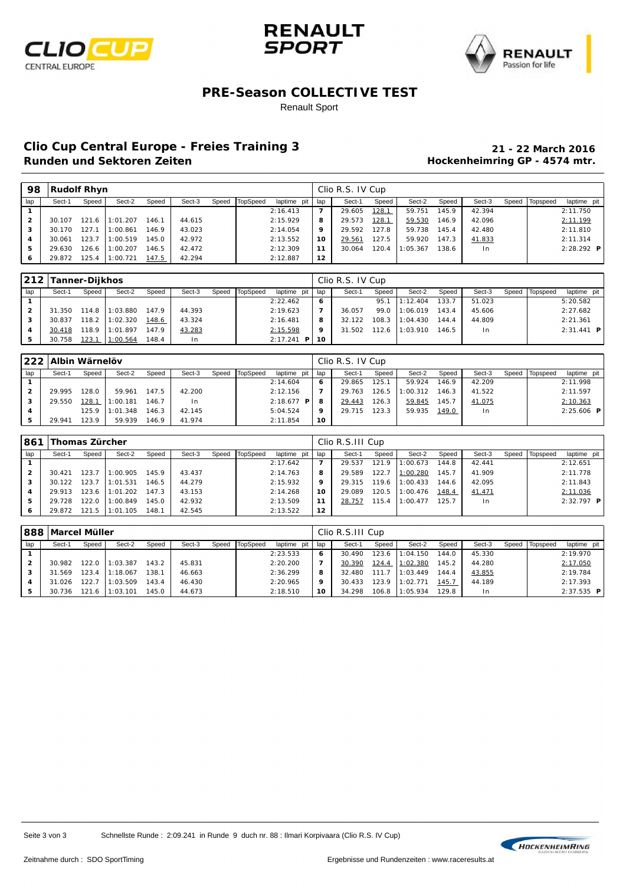# PRE-Season COLLECTIVE TEST

Renault Sport

## Clio Cup Central Europe - Freies Training 3

**Runden und Sektoren Zeiten**

**21 - 22 March 2016**

**Hockenheimring GP - 4574 mtr.**

### 98 Rudolf Rhyn — Clio R.S. IV Cup

| lap | Sect-1 | Speed | Sect-2 | Speed | Sect-3 | Speed | TopSpeed | laptime pit | lap | Sect-1 | Speed | Sect-2 | Speed | Sect-3 | Speed | Topspeed | laptime pit |
|---|---|---|---|---|---|---|---|---|---|---|---|---|---|---|---|---|---|
| 1 | | | | | | | | 2:16.413 | 7 | 29.605 | 128.1 | 59.751 | 145.9 | 42.394 | | | 2:11.750 |
| 2 | 30.107 | 121.6 | 1:01.207 | 146.1 | 44.615 | | | 2:15.929 | 8 | 29.573 | 128.1 | 59.530 | 146.9 | 42.096 | | | 2:11.199 |
| 3 | 30.170 | 127.1 | 1:00.861 | 146.9 | 43.023 | | | 2:14.054 | 9 | 29.592 | 127.8 | 59.738 | 145.4 | 42.480 | | | 2:11.810 |
| 4 | 30.061 | 123.7 | 1:00.519 | 145.0 | 42.972 | | | 2:13.552 | 10 | 29.561 | 127.5 | 59.920 | 147.3 | 41.833 | | | 2:11.314 |
| 5 | 29.630 | 126.6 | 1:00.207 | 146.5 | 42.472 | | | 2:12.309 | 11 | 30.064 | 120.4 | 1:05.367 | 138.6 | In | | | 2:28.292 P |
| 6 | 29.872 | 125.4 | 1:00.721 | 147.5 | 42.294 | | | 2:12.887 | 12 | | | | | | | | |

### 212 Tanner-Dijkhos — Clio R.S. IV Cup

| lap | Sect-1 | Speed | Sect-2 | Speed | Sect-3 | Speed | TopSpeed | laptime pit | lap | Sect-1 | Speed | Sect-2 | Speed | Sect-3 | Speed | Topspeed | laptime pit |
|---|---|---|---|---|---|---|---|---|---|---|---|---|---|---|---|---|---|
| 1 | | | | | | | | 2:22.462 | 6 | | 95.1 | 1:12.404 | 133.7 | 51.023 | | | 5:20.582 |
| 2 | 31.350 | 114.8 | 1:03.880 | 147.9 | 44.393 | | | 2:19.623 | 7 | 36.057 | 99.0 | 1:06.019 | 143.4 | 45.606 | | | 2:27.682 |
| 3 | 30.837 | 118.2 | 1:02.320 | 148.6 | 43.324 | | | 2:16.481 | 8 | 32.122 | 108.3 | 1:04.430 | 144.4 | 44.809 | | | 2:21.361 |
| 4 | 30.418 | 118.9 | 1:01.897 | 147.9 | 43.283 | | | 2:15.598 | 9 | 31.502 | 112.6 | 1:03.910 | 146.5 | In | | | 2:31.441 P |
| 5 | 30.758 | 123.1 | 1:00.564 | 148.4 | In | | | 2:17.241 P | 10 | | | | | | | | |

### 222 Albin Wärnelöv — Clio R.S. IV Cup

| lap | Sect-1 | Speed | Sect-2 | Speed | Sect-3 | Speed | TopSpeed | laptime pit | lap | Sect-1 | Speed | Sect-2 | Speed | Sect-3 | Speed | Topspeed | laptime pit |
|---|---|---|---|---|---|---|---|---|---|---|---|---|---|---|---|---|---|
| 1 | | | | | | | | 2:14.604 | 6 | 29.865 | 125.1 | 59.924 | 146.9 | 42.209 | | | 2:11.998 |
| 2 | 29.995 | 128.0 | 59.961 | 147.5 | 42.200 | | | 2:12.156 | 7 | 29.763 | 126.5 | 1:00.312 | 146.3 | 41.522 | | | 2:11.597 |
| 3 | 29.550 | 128.1 | 1:00.181 | 146.7 | In | | | 2:18.677 P | 8 | 29.443 | 126.3 | 59.845 | 145.7 | 41.075 | | | 2:10.363 |
| 4 | | 125.9 | 1:01.348 | 146.3 | 42.145 | | | 5:04.524 | 9 | 29.715 | 123.3 | 59.935 | 149.0 | In | | | 2:25.606 P |
| 5 | 29.941 | 123.9 | 59.939 | 146.9 | 41.974 | | | 2:11.854 | 10 | | | | | | | | |

### 861 Thomas Zürcher — Clio R.S.III Cup

| lap | Sect-1 | Speed | Sect-2 | Speed | Sect-3 | Speed | TopSpeed | laptime pit | lap | Sect-1 | Speed | Sect-2 | Speed | Sect-3 | Speed | Topspeed | laptime pit |
|---|---|---|---|---|---|---|---|---|---|---|---|---|---|---|---|---|---|
| 1 | | | | | | | | 2:17.642 | 7 | 29.537 | 121.9 | 1:00.673 | 144.8 | 42.441 | | | 2:12.651 |
| 2 | 30.421 | 123.7 | 1:00.905 | 145.9 | 43.437 | | | 2:14.763 | 8 | 29.589 | 122.7 | 1:00.280 | 145.7 | 41.909 | | | 2:11.778 |
| 3 | 30.122 | 123.7 | 1:01.531 | 146.5 | 44.279 | | | 2:15.932 | 9 | 29.315 | 119.6 | 1:00.433 | 144.6 | 42.095 | | | 2:11.843 |
| 4 | 29.913 | 123.6 | 1:01.202 | 147.3 | 43.153 | | | 2:14.268 | 10 | 29.089 | 120.5 | 1:00.476 | 148.4 | 41.471 | | | 2:11.036 |
| 5 | 29.728 | 122.0 | 1:00.849 | 145.0 | 42.932 | | | 2:13.509 | 11 | 28.757 | 115.4 | 1:00.477 | 125.7 | In | | | 2:32.797 P |
| 6 | 29.872 | 121.5 | 1:01.105 | 148.1 | 42.545 | | | 2:13.522 | 12 | | | | | | | | |

### 888 Marcel Müller — Clio R.S.III Cup

| lap | Sect-1 | Speed | Sect-2 | Speed | Sect-3 | Speed | TopSpeed | laptime pit | lap | Sect-1 | Speed | Sect-2 | Speed | Sect-3 | Speed | Topspeed | laptime pit |
|---|---|---|---|---|---|---|---|---|---|---|---|---|---|---|---|---|---|
| 1 | | | | | | | | 2:23.533 | 6 | 30.490 | 123.6 | 1:04.150 | 144.0 | 45.330 | | | 2:19.970 |
| 2 | 30.982 | 122.0 | 1:03.387 | 143.2 | 45.831 | | | 2:20.200 | 7 | 30.390 | 124.4 | 1:02.380 | 145.2 | 44.280 | | | 2:17.050 |
| 3 | 31.569 | 123.4 | 1:18.067 | 138.1 | 46.663 | | | 2:36.299 | 8 | 32.480 | 111.7 | 1:03.449 | 144.4 | 43.855 | | | 2:19.784 |
| 4 | 31.026 | 122.7 | 1:03.509 | 143.4 | 46.430 | | | 2:20.965 | 9 | 30.433 | 123.9 | 1:02.771 | 145.7 | 44.189 | | | 2:17.393 |
| 5 | 30.736 | 121.6 | 1:03.101 | 145.0 | 44.673 | | | 2:18.510 | 10 | 34.298 | 106.8 | 1:05.934 | 129.8 | In | | | 2:37.535 P |

Schnellste Runde : 2:09.241 in Runde 9 duch nr. 88 : Ilmari Korpivaara (Clio R.S. IV Cup)

Zeitnahme durch : SDO SportTiming

Ergebnisse und Rundenzeiten : www.raceresults.at